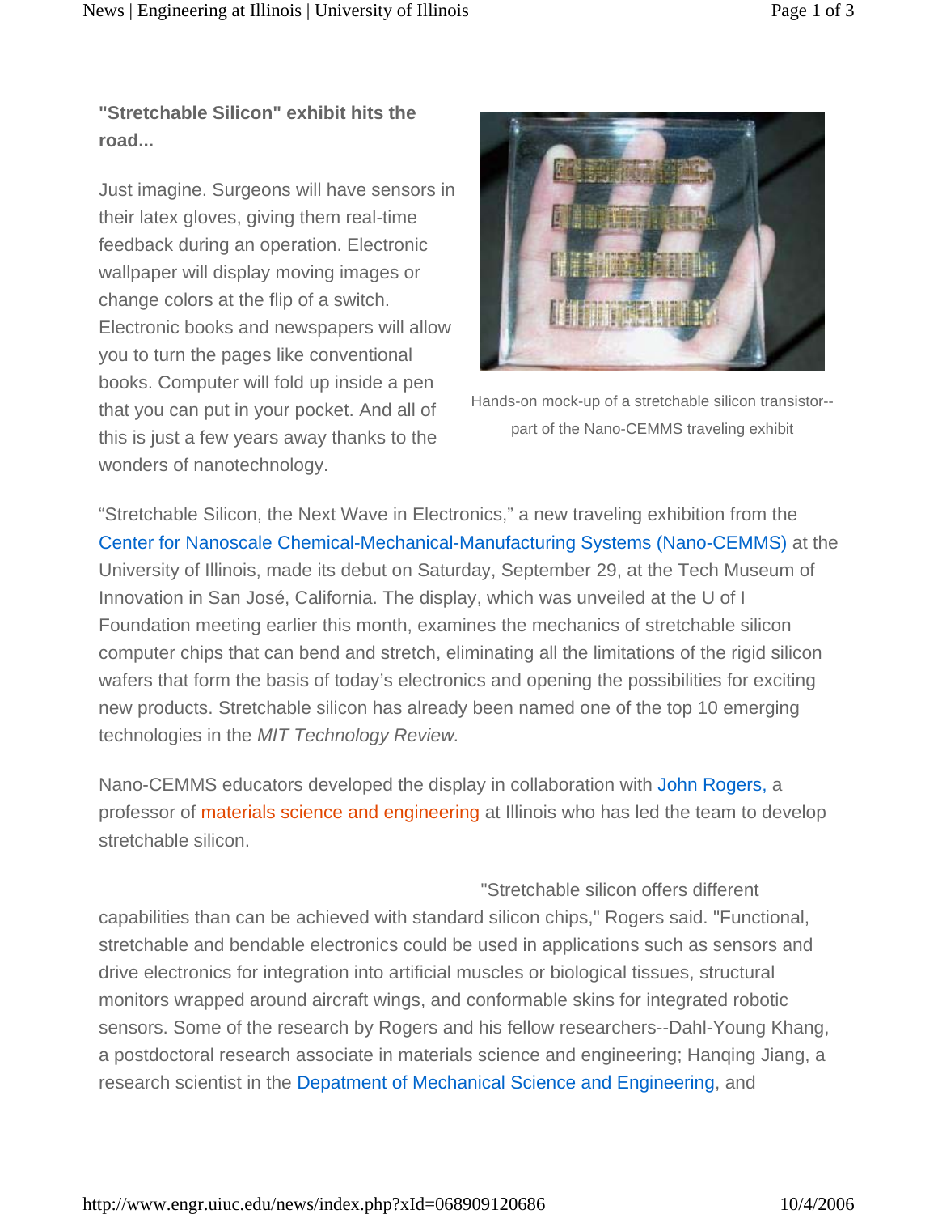**"Stretchable Silicon" exhibit hits the road...**

Just imagine. Surgeons will have sensors in their latex gloves, giving them real-time feedback during an operation. Electronic wallpaper will display moving images or change colors at the flip of a switch. Electronic books and newspapers will allow you to turn the pages like conventional books. Computer will fold up inside a pen that you can put in your pocket. And all of this is just a few years away thanks to the wonders of nanotechnology.

Hands-on mock-up of a stretchable silicon transistor--part of the Nano-CEMMS traveling exhibit

“Stretchable Silicon, the Next Wave in Electronics,” a new traveling exhibition from the Center for Nanoscale Chemical-Mechanical-Manufacturing Systems (Nano-CEMMS) at the University of Illinois, made its debut on Saturday, September 29, at the Tech Museum of Innovation in San José, California. The display, which was unveiled at the U of I Foundation meeting earlier this month, examines the mechanics of stretchable silicon computer chips that can bend and stretch, eliminating all the limitations of the rigid silicon wafers that form the basis of today’s electronics and opening the possibilities for exciting new products. Stretchable silicon has already been named one of the top 10 emerging technologies in the *MIT Technology Review.*

Nano-CEMMS educators developed the display in collaboration with John Rogers, a professor of materials science and engineering at Illinois who has led the team to develop stretchable silicon.

"Stretchable silicon offers different capabilities than can be achieved with standard silicon chips," Rogers said. "Functional, stretchable and bendable electronics could be used in applications such as sensors and drive electronics for integration into artificial muscles or biological tissues, structural monitors wrapped around aircraft wings, and conformable skins for integrated robotic sensors. Some of the research by Rogers and his fellow researchers--Dahl-Young Khang, a postdoctoral research associate in materials science and engineering; Hanqing Jiang, a research scientist in the Depatment of Mechanical Science and Engineering, and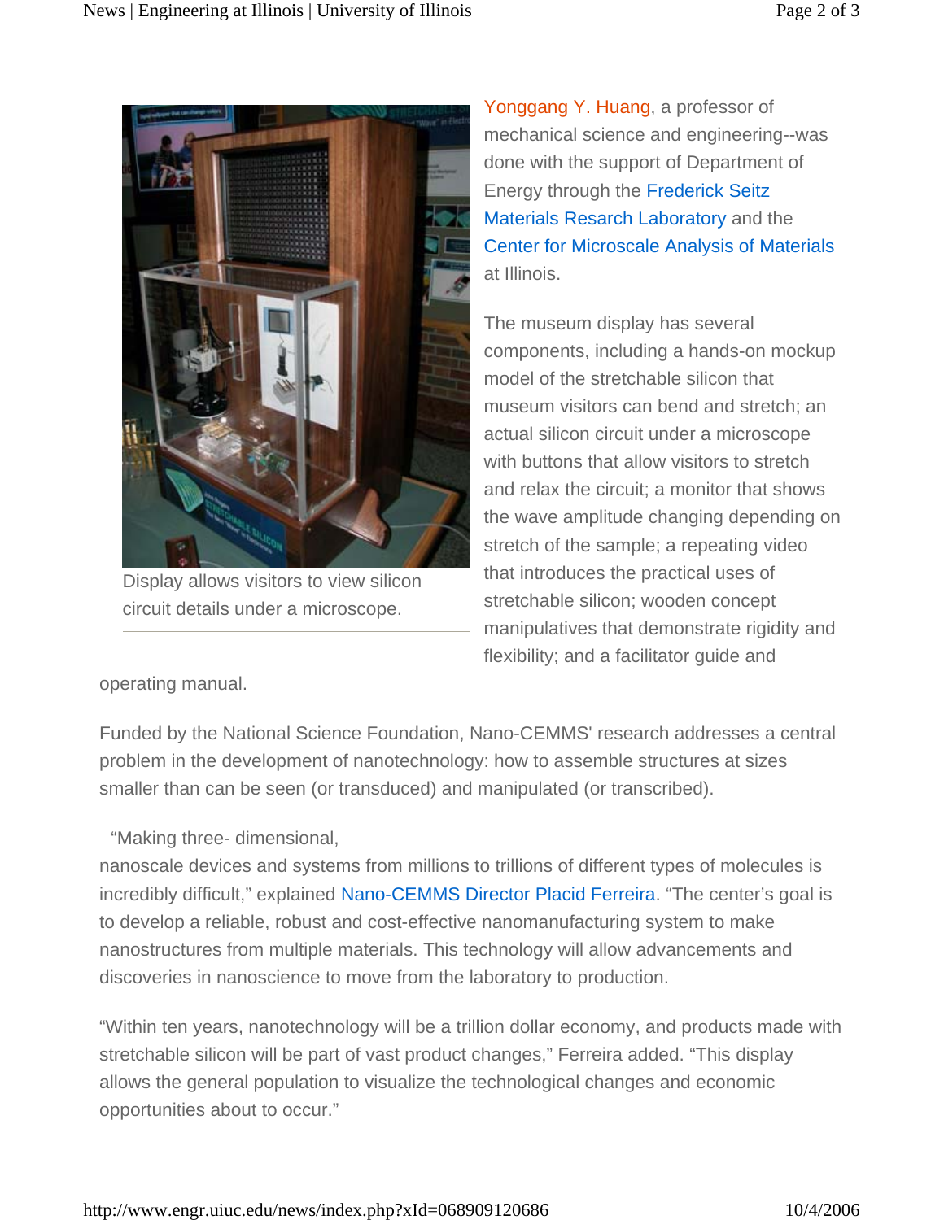Yonggang Y. Huang, a professor of mechanical science and engineering--was done with the support of Department of Energy through the Frederick Seitz Materials Resarch Laboratory and the Center for Microscale Analysis of Materials at Illinois.

Display allows visitors to view silicon circuit details under a microscope.

The museum display has several components, including a hands-on mockup model of the stretchable silicon that museum visitors can bend and stretch; an actual silicon circuit under a microscope with buttons that allow visitors to stretch and relax the circuit; a monitor that shows the wave amplitude changing depending on stretch of the sample; a repeating video that introduces the practical uses of stretchable silicon; wooden concept manipulatives that demonstrate rigidity and flexibility; and a facilitator guide and operating manual.

Funded by the National Science Foundation, Nano-CEMMS' research addresses a central problem in the development of nanotechnology: how to assemble structures at sizes smaller than can be seen (or transduced) and manipulated (or transcribed).

"Making three- dimensional, nanoscale devices and systems from millions to trillions of different types of molecules is incredibly difficult," explained Nano-CEMMS Director Placid Ferreira. "The center's goal is to develop a reliable, robust and cost-effective nanomanufacturing system to make nanostructures from multiple materials. This technology will allow advancements and discoveries in nanoscience to move from the laboratory to production.

"Within ten years, nanotechnology will be a trillion dollar economy, and products made with stretchable silicon will be part of vast product changes," Ferreira added. "This display allows the general population to visualize the technological changes and economic opportunities about to occur."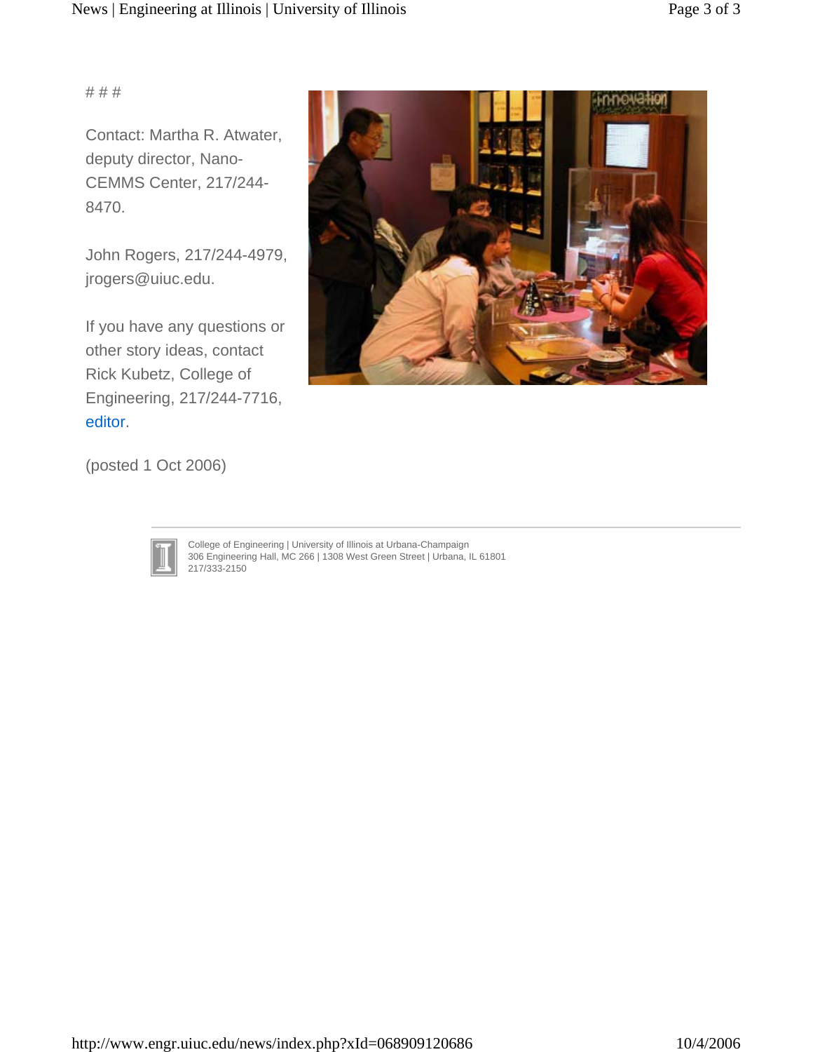# # #

Contact: Martha R. Atwater, deputy director, Nano-CEMMS Center, 217/244-8470.

John Rogers, 217/244-4979, jrogers@uiuc.edu.

If you have any questions or other story ideas, contact Rick Kubetz, College of Engineering, 217/244-7716, editor.

(posted 1 Oct 2006)

College of Engineering | University of Illinois at Urbana-Champaign
306 Engineering Hall, MC 266 | 1308 West Green Street | Urbana, IL 61801
217/333-2150